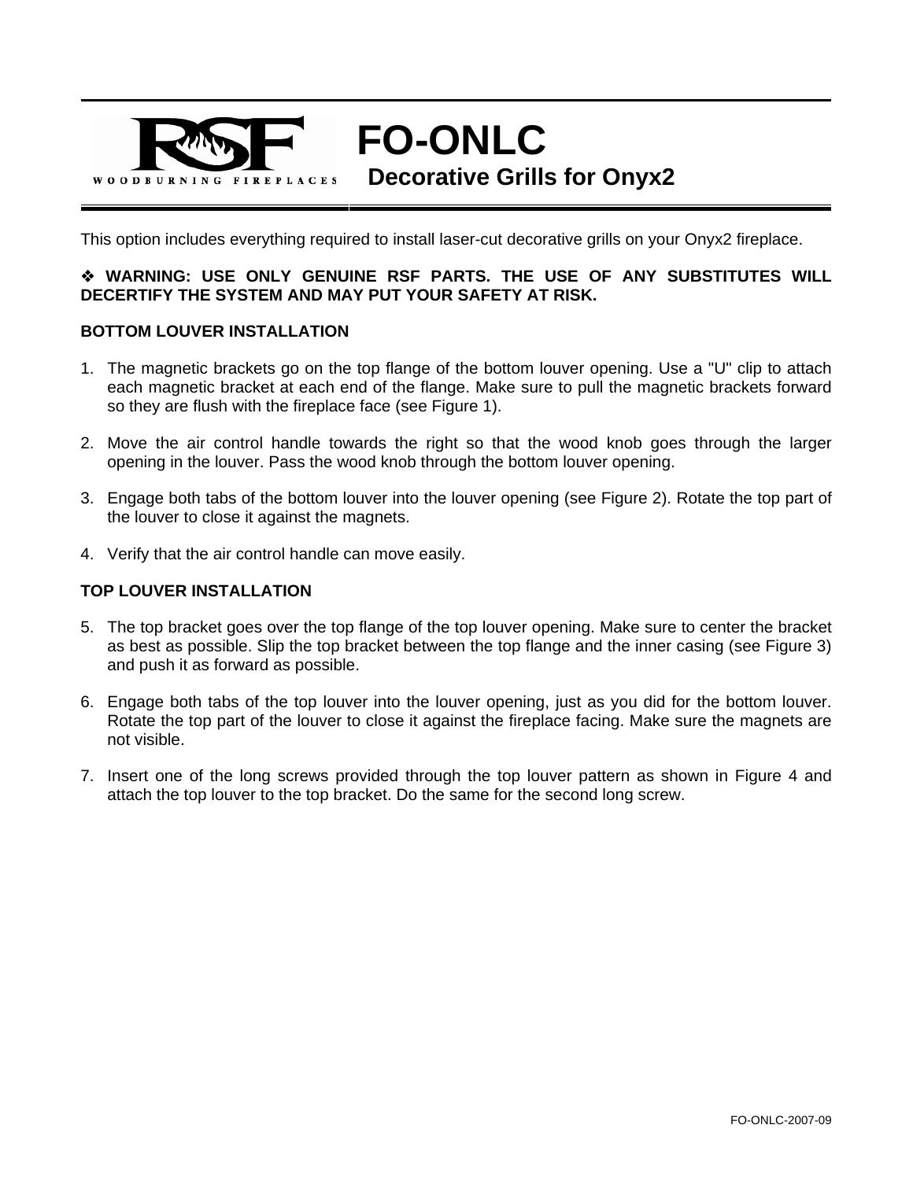# FO-ONLC

## Decorative Grills for Onyx2

This option includes everything required to install laser-cut decorative grills on your Onyx2 fireplace.

❖ **WARNING: USE ONLY GENUINE RSF PARTS. THE USE OF ANY SUBSTITUTES WILL DECERTIFY THE SYSTEM AND MAY PUT YOUR SAFETY AT RISK.**

**BOTTOM LOUVER INSTALLATION**

1. The magnetic brackets go on the top flange of the bottom louver opening. Use a "U" clip to attach each magnetic bracket at each end of the flange. Make sure to pull the magnetic brackets forward so they are flush with the fireplace face (see Figure 1).

2. Move the air control handle towards the right so that the wood knob goes through the larger opening in the louver. Pass the wood knob through the bottom louver opening.

3. Engage both tabs of the bottom louver into the louver opening (see Figure 2). Rotate the top part of the louver to close it against the magnets.

4. Verify that the air control handle can move easily.

**TOP LOUVER INSTALLATION**

5. The top bracket goes over the top flange of the top louver opening. Make sure to center the bracket as best as possible. Slip the top bracket between the top flange and the inner casing (see Figure 3) and push it as forward as possible.

6. Engage both tabs of the top louver into the louver opening, just as you did for the bottom louver. Rotate the top part of the louver to close it against the fireplace facing. Make sure the magnets are not visible.

7. Insert one of the long screws provided through the top louver pattern as shown in Figure 4 and attach the top louver to the top bracket. Do the same for the second long screw.

FO-ONLC-2007-09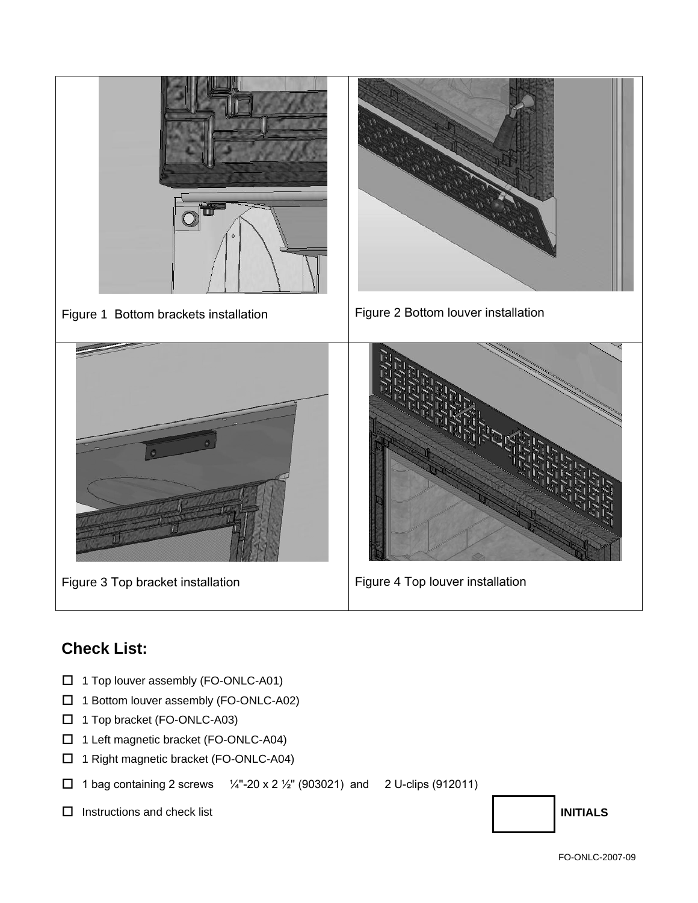Figure 1 Bottom brackets installation

Figure 2 Bottom louver installation

Figure 3 Top bracket installation

Figure 4 Top louver installation

## Check List:

- ☐ 1 Top louver assembly (FO-ONLC-A01)
- ☐ 1 Bottom louver assembly (FO-ONLC-A02)
- ☐ 1 Top bracket (FO-ONLC-A03)
- ☐ 1 Left magnetic bracket (FO-ONLC-A04)
- ☐ 1 Right magnetic bracket (FO-ONLC-A04)
- ☐ 1 bag containing 2 screws ¼"-20 x 2 ½" (903021) and 2 U-clips (912011)
- ☐ Instructions and check list

**INITIALS**

FO-ONLC-2007-09